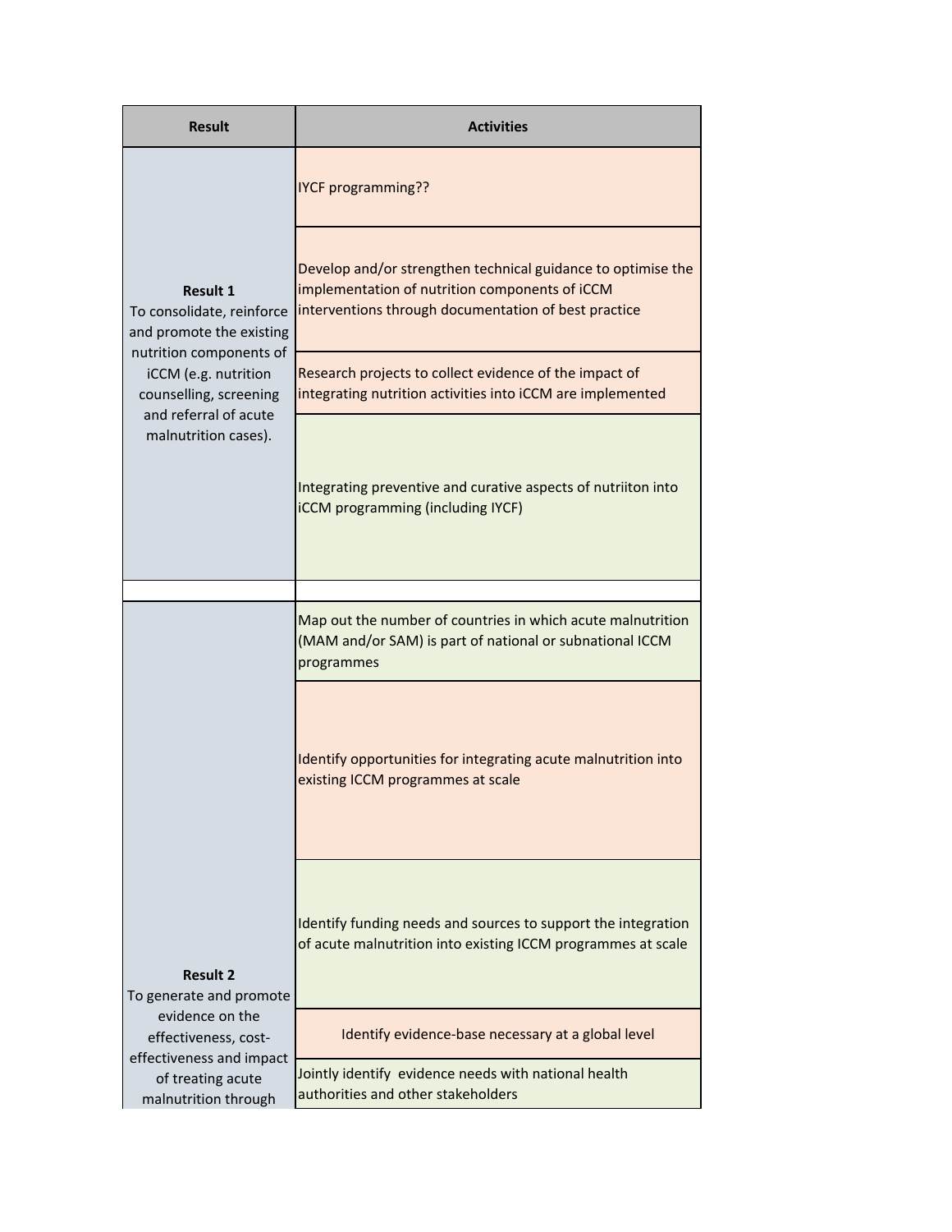| Result | Activities |
| --- | --- |
| **Result 1** To consolidate, reinforce and promote the existing nutrition components of iCCM (e.g. nutrition counselling, screening and referral of acute malnutrition cases). | IYCF programming?? |
| | Develop and/or strengthen technical guidance to optimise the implementation of nutrition components of iCCM interventions through documentation of best practice |
| | Research projects to collect evidence of the impact of integrating nutrition activities into iCCM are implemented |
| | Integrating preventive and curative aspects of nutriiton into iCCM programming (including IYCF) |
| | |
| **Result 2** To generate and promote evidence on the effectiveness, cost-effectiveness and impact of treating acute malnutrition through | Map out the number of countries in which acute malnutrition (MAM and/or SAM) is part of national or subnational ICCM programmes |
| | Identify opportunities for integrating acute malnutrition into existing ICCM programmes at scale |
| | Identify funding needs and sources to support the integration of acute malnutrition into existing ICCM programmes at scale |
| | Identify evidence-base necessary at a global level |
| | Jointly identify evidence needs with national health authorities and other stakeholders |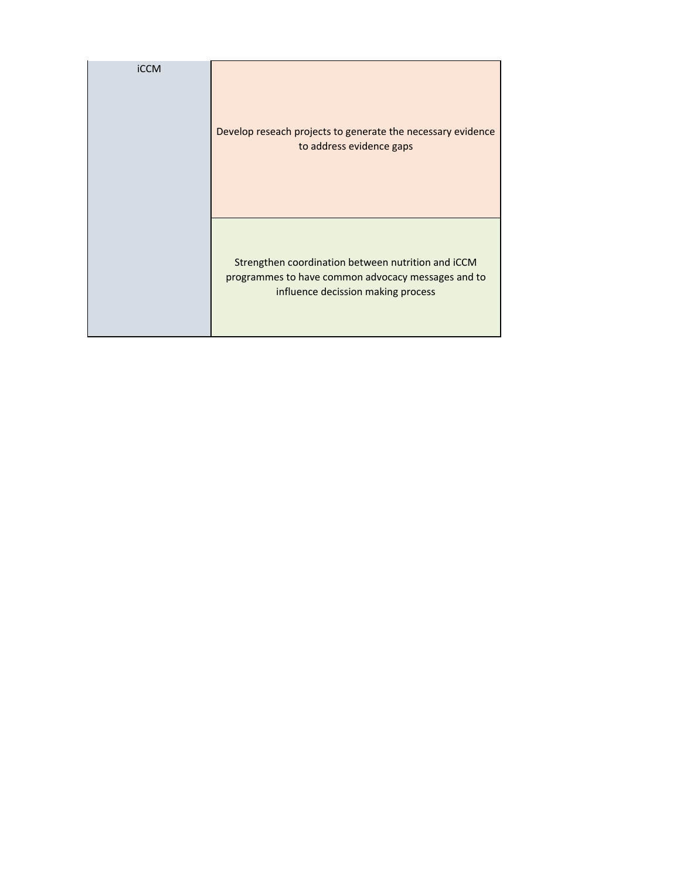| | |
|---|---|
| iCCM | Develop reseach projects to generate the necessary evidence to address evidence gaps |
| | Strengthen coordination between nutrition and iCCM programmes to have common advocacy messages and to influence decission making process |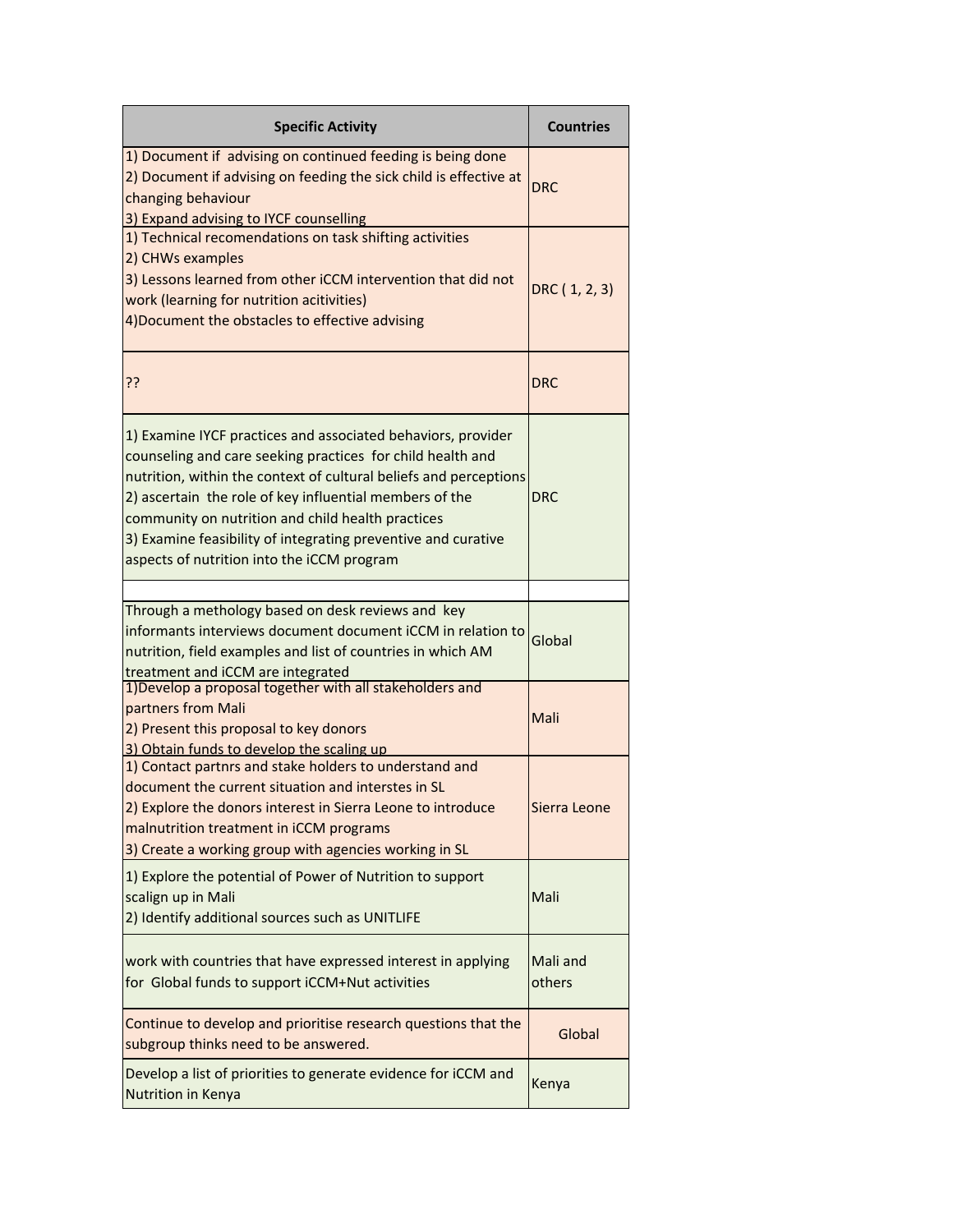| Specific Activity | Countries |
| --- | --- |
| 1) Document if  advising on continued feeding is being done<br>2) Document if advising on feeding the sick child is effective at changing behaviour<br>3) Expand advising to IYCF counselling | DRC |
| 1) Technical recomendations on task shifting activities<br>2) CHWs examples<br>3) Lessons learned from other iCCM intervention that did not work (learning for nutrition acitivities)<br>4)Document the obstacles to effective advising | DRC ( 1, 2, 3) |
| ?? | DRC |
| 1) Examine IYCF practices and associated behaviors, provider counseling and care seeking practices  for child health and nutrition, within the context of cultural beliefs and perceptions<br>2) ascertain  the role of key influential members of the community on nutrition and child health practices<br>3) Examine feasibility of integrating preventive and curative aspects of nutrition into the iCCM program | DRC |
| | |
| Through a methology based on desk reviews and  key informants interviews document document iCCM in relation to nutrition, field examples and list of countries in which AM treatment and iCCM are integrated | Global |
| 1)Develop a proposal together with all stakeholders and partners from Mali<br>2) Present this proposal to key donors<br>3) Obtain funds to develop the scaling up | Mali |
| 1) Contact partnrs and stake holders to understand and document the current situation and interstes in SL<br>2) Explore the donors interest in Sierra Leone to introduce malnutrition treatment in iCCM programs<br>3) Create a working group with agencies working in SL | Sierra Leone |
| 1) Explore the potential of Power of Nutrition to support scalign up in Mali<br>2) Identify additional sources such as UNITLIFE | Mali |
| work with countries that have expressed interest in applying for  Global funds to support iCCM+Nut activities | Mali and others |
| Continue to develop and prioritise research questions that the subgroup thinks need to be answered. | Global |
| Develop a list of priorities to generate evidence for iCCM and Nutrition in Kenya | Kenya |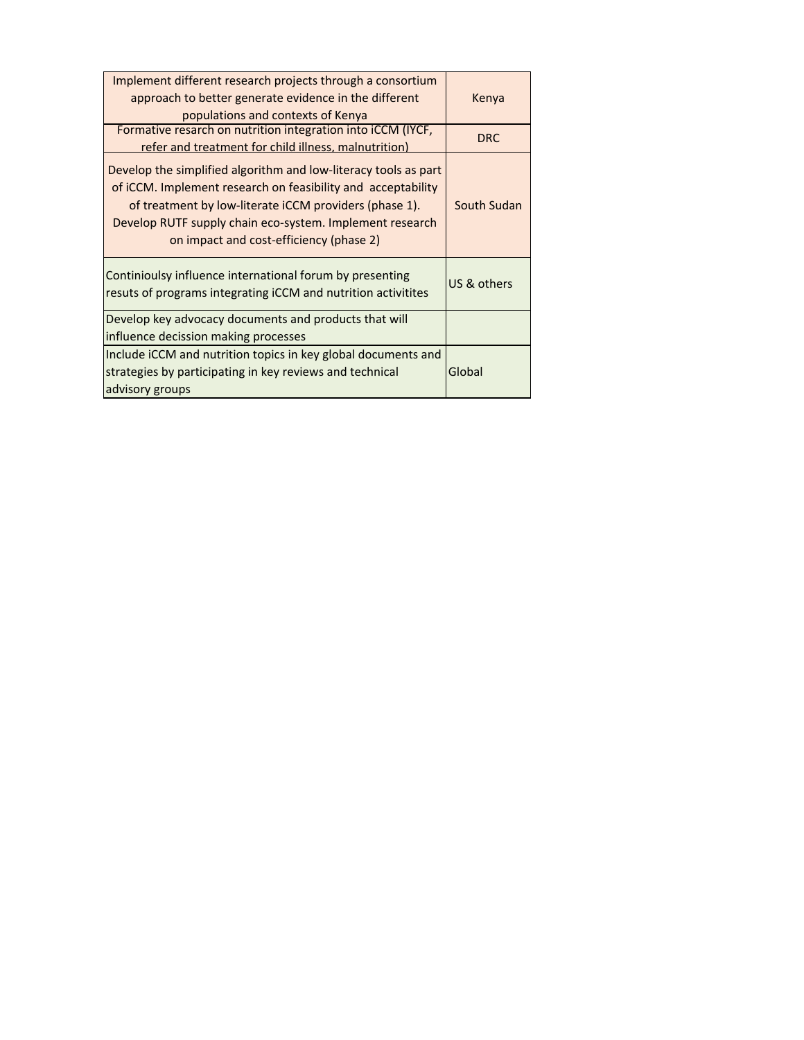| | |
|---|---|
| Implement different research projects through a consortium approach to better generate evidence in the different populations and contexts of Kenya | Kenya |
| Formative resarch on nutrition integration into iCCM (IYCF, refer and treatment for child illness, malnutrition) | DRC |
| Develop the simplified algorithm and low-literacy tools as part of iCCM. Implement research on feasibility and acceptability of treatment by low-literate iCCM providers (phase 1). Develop RUTF supply chain eco-system. Implement research on impact and cost-efficiency (phase 2) | South Sudan |
| Continioulsy influence international forum by presenting resuts of programs integrating iCCM and nutrition activitites | US & others |
| Develop key advocacy documents and products that will influence decission making processes | |
| Include iCCM and nutrition topics in key global documents and strategies by participating in key reviews and technical advisory groups | Global |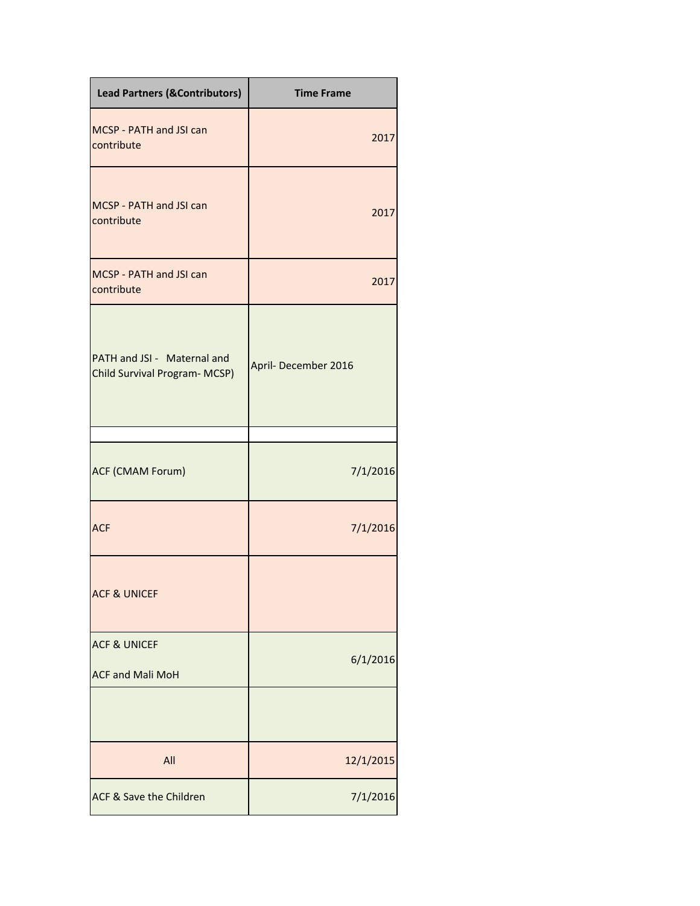| Lead Partners (&Contributors) | Time Frame |
|---|---|
| MCSP - PATH and JSI can contribute | 2017 |
| MCSP - PATH and JSI can contribute | 2017 |
| MCSP - PATH and JSI can contribute | 2017 |
| PATH and JSI - Maternal and Child Survival Program- MCSP) | April- December 2016 |
| | |
| ACF (CMAM Forum) | 7/1/2016 |
| ACF | 7/1/2016 |
| ACF & UNICEF | |
| ACF & UNICEF<br>ACF and Mali MoH | 6/1/2016 |
| | |
| All | 12/1/2015 |
| ACF & Save the Children | 7/1/2016 |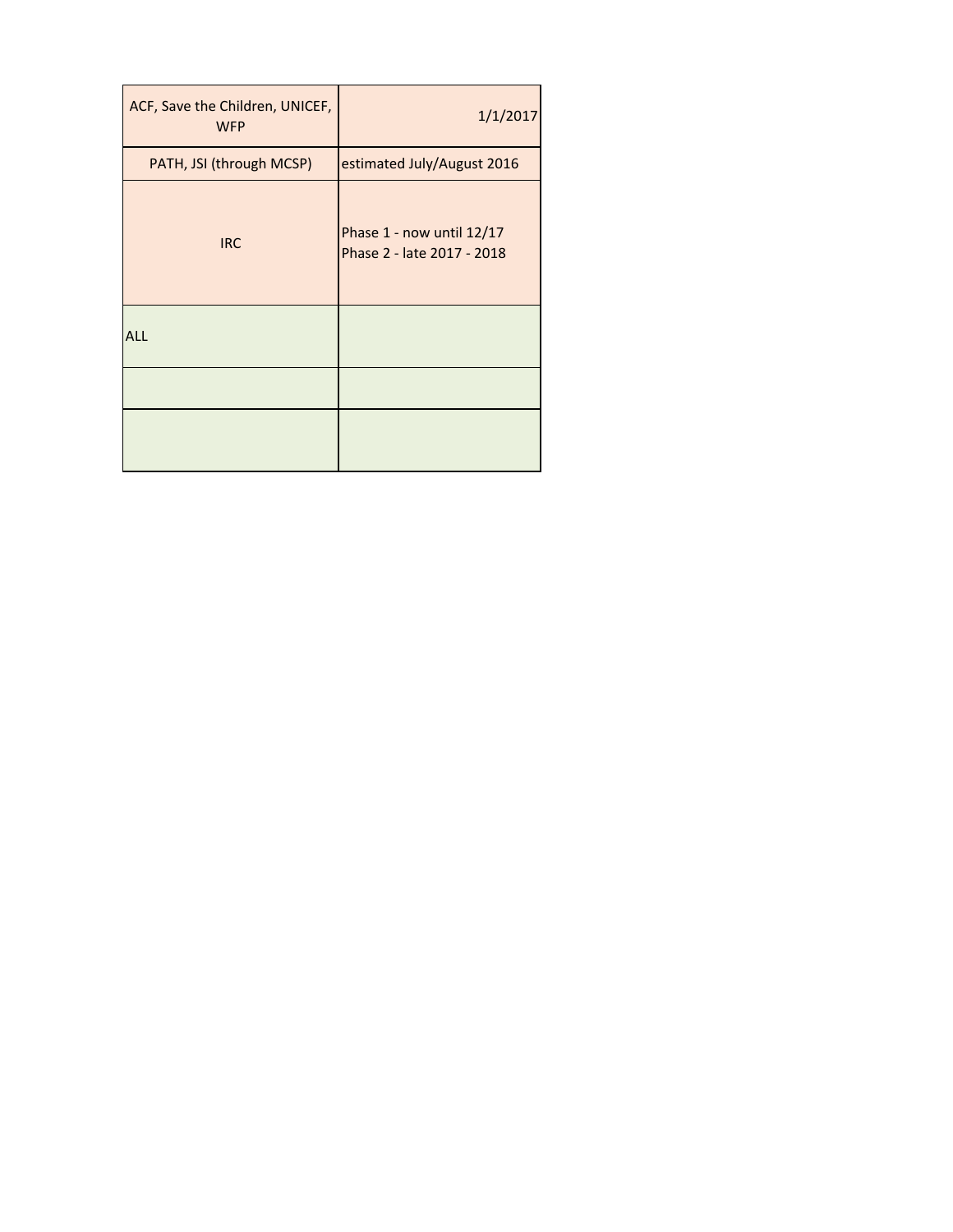| | |
|---|---|
| ACF, Save the Children, UNICEF, WFP | 1/1/2017 |
| PATH, JSI (through MCSP) | estimated July/August 2016 |
| IRC | Phase 1 - now until 12/17<br>Phase 2 - late 2017 - 2018 |
| ALL | |
| | |
| | |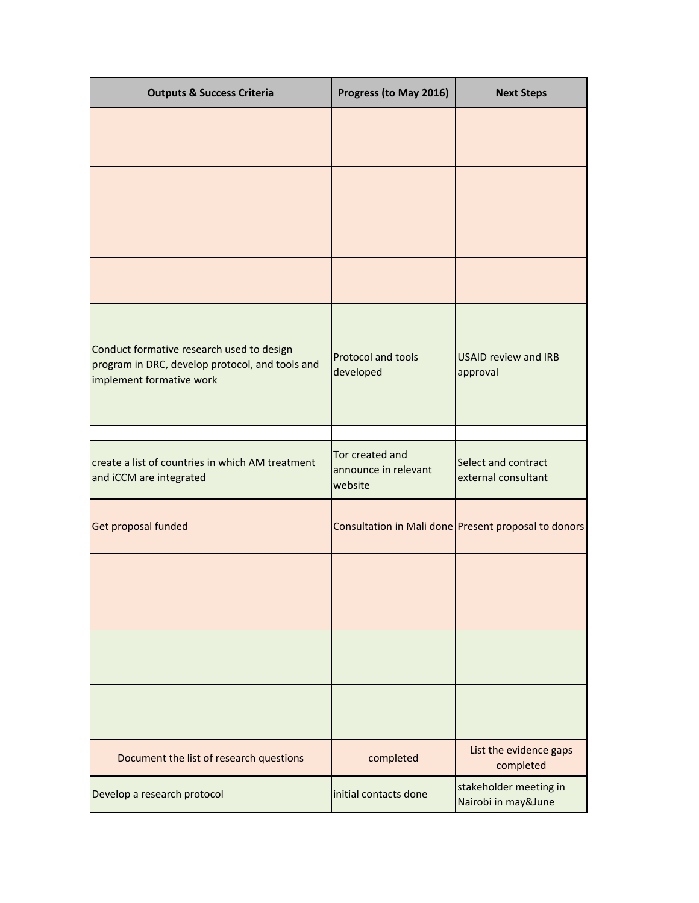| Outputs & Success Criteria | Progress (to May 2016) | Next Steps |
|---|---|---|
| | | |
| | | |
| | | |
| Conduct formative research used to design program in DRC, develop protocol, and tools and implement formative work | Protocol and tools developed | USAID review and IRB approval |
| | | |
| create a list of countries in which AM treatment and iCCM are integrated | Tor created and announce in relevant website | Select and contract external consultant |
| Get proposal funded | Consultation in Mali done | Present proposal to donors |
| | | |
| | | |
| | | |
| Document the list of research questions | completed | List the evidence gaps completed |
| Develop a research protocol | initial contacts done | stakeholder meeting in Nairobi in may&June |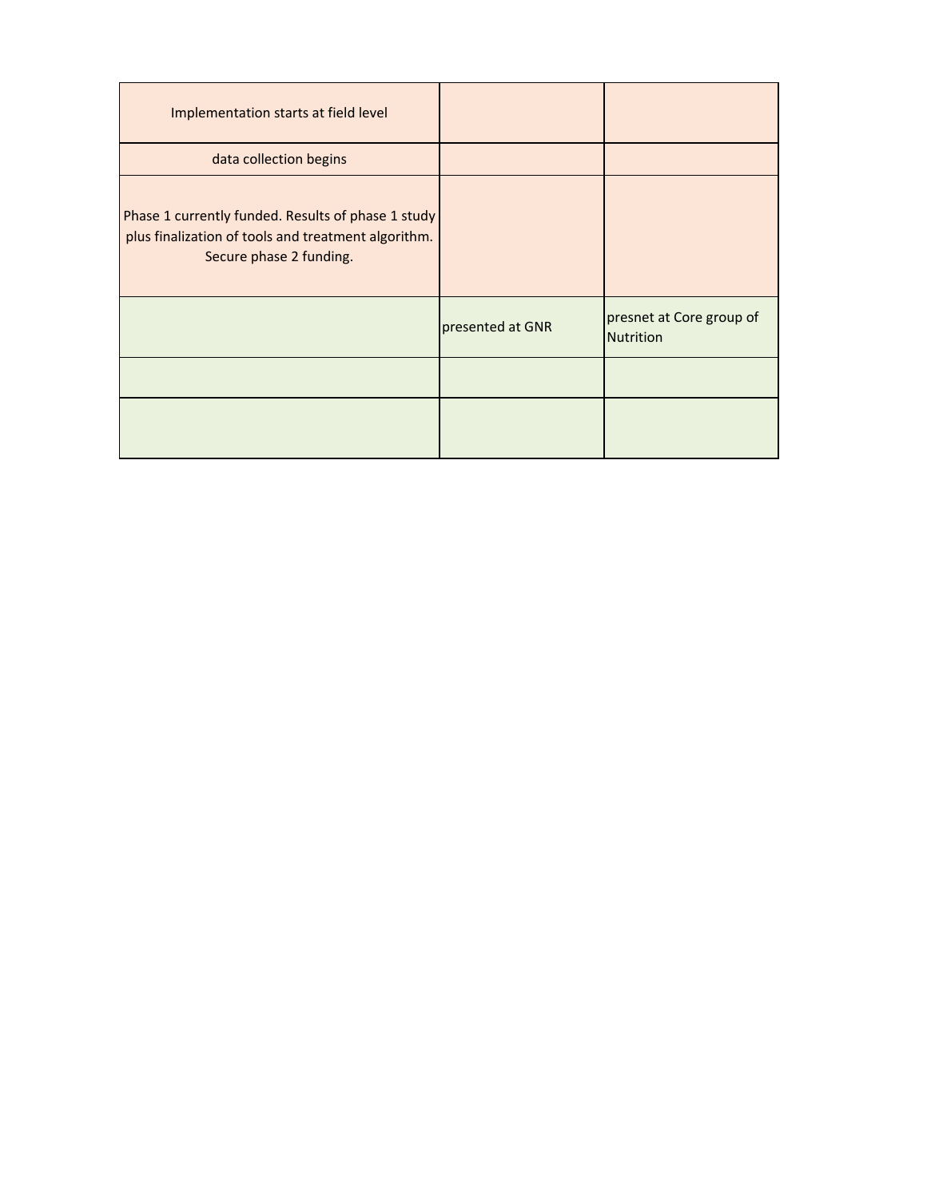| | | |
|---|---|---|
| Implementation starts at field level | | |
| data collection begins | | |
| Phase 1 currently funded. Results of phase 1 study plus finalization of tools and treatment algorithm. Secure phase 2 funding. | | |
| | presented at GNR | presnet at Core group of Nutrition |
| | | |
| | | |